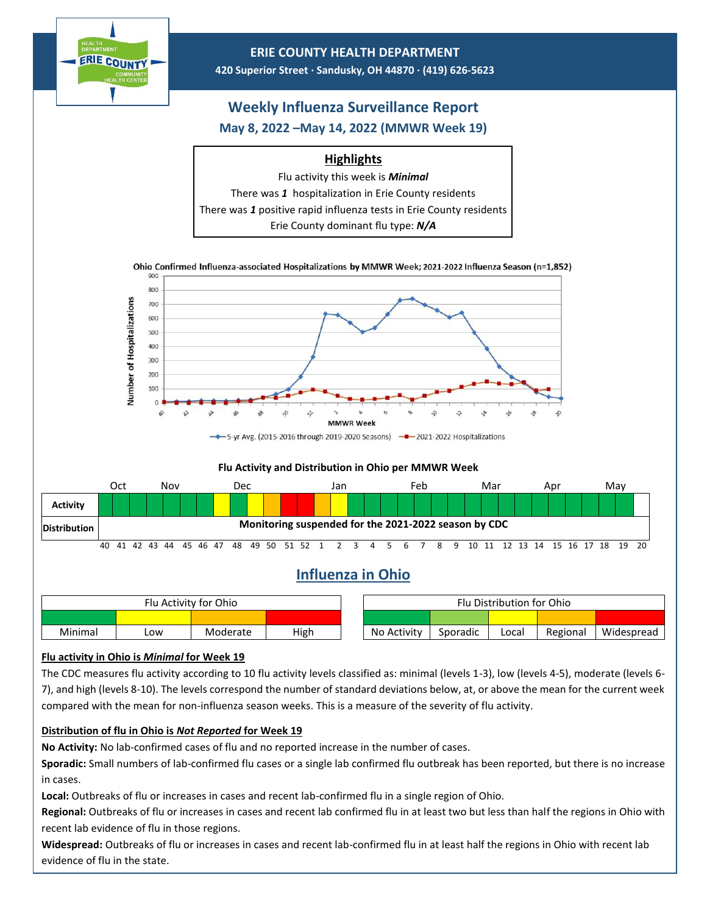# ERIE COUNTY HEALTH DEPARTMENT

**420 Superior Street · Sandusky, OH 44870 · (419) 626-5623**

## Weekly Influenza Surveillance Report

### May 8, 2022 –May 14, 2022 (MMWR Week 19)

**Highlights**

Flu activity this week is ***Minimal***

There was ***1*** hospitalization in Erie County residents

There was ***1*** positive rapid influenza tests in Erie County residents

Erie County dominant flu type: ***N/A***

**Ohio Confirmed Influenza-associated Hospitalizations by MMWR Week; 2021-2022 Influenza Season (n=1,852)**

**Flu Activity and Distribution in Ohio per MMWR Week**

Distribution: Monitoring suspended for the 2021-2022 season by CDC

## Influenza in Ohio

| Flu Activity for Ohio | | | |
|---|---|---|---|
| Minimal | Low | Moderate | High |

| Flu Distribution for Ohio | | | | |
|---|---|---|---|---|
| No Activity | Sporadic | Local | Regional | Widespread |

**Flu activity in Ohio is *Minimal* for Week 19**

The CDC measures flu activity according to 10 flu activity levels classified as: minimal (levels 1-3), low (levels 4-5), moderate (levels 6-7), and high (levels 8-10). The levels correspond the number of standard deviations below, at, or above the mean for the current week compared with the mean for non-influenza season weeks. This is a measure of the severity of flu activity.

**Distribution of flu in Ohio is *Not Reported* for Week 19**

**No Activity:** No lab-confirmed cases of flu and no reported increase in the number of cases.

**Sporadic:** Small numbers of lab-confirmed flu cases or a single lab confirmed flu outbreak has been reported, but there is no increase in cases.

**Local:** Outbreaks of flu or increases in cases and recent lab-confirmed flu in a single region of Ohio.

**Regional:** Outbreaks of flu or increases in cases and recent lab confirmed flu in at least two but less than half the regions in Ohio with recent lab evidence of flu in those regions.

**Widespread:** Outbreaks of flu or increases in cases and recent lab-confirmed flu in at least half the regions in Ohio with recent lab evidence of flu in the state.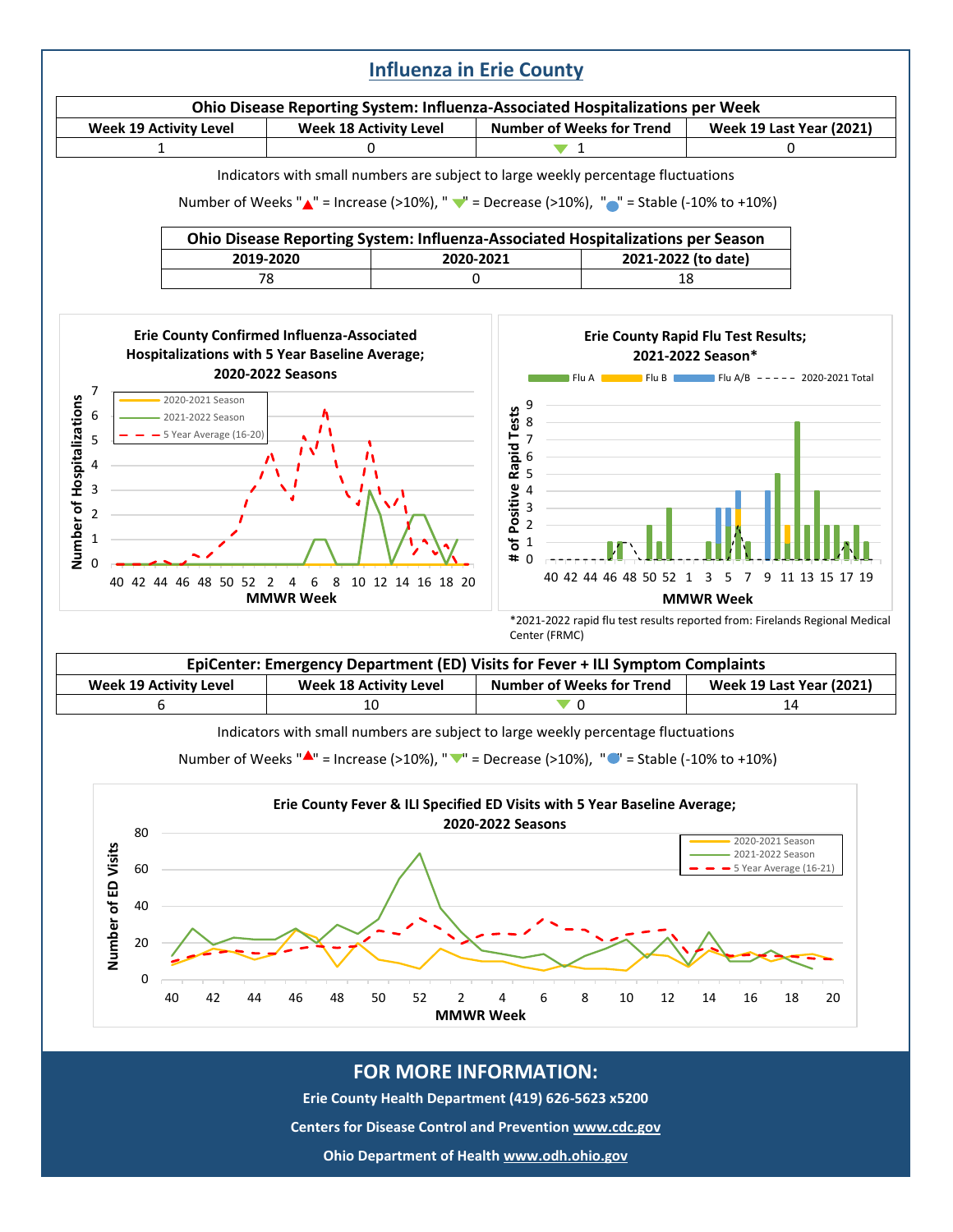## Influenza in Erie County

| Ohio Disease Reporting System: Influenza-Associated Hospitalizations per Week | | | |
|---|---|---|---|
| Week 19 Activity Level | Week 18 Activity Level | Number of Weeks for Trend | Week 19 Last Year (2021) |
| 1 | 0 | ▼ 1 | 0 |

Indicators with small numbers are subject to large weekly percentage fluctuations

Number of Weeks "▲" = Increase (>10%), "▼" = Decrease (>10%), "●" = Stable (-10% to +10%)

| Ohio Disease Reporting System: Influenza-Associated Hospitalizations per Season | | |
|---|---|---|
| 2019-2020 | 2020-2021 | 2021-2022 (to date) |
| 78 | 0 | 18 |

Erie County Confirmed Influenza-Associated Hospitalizations with 5 Year Baseline Average; 2020-2022 Seasons

Number of Hospitalizations

0 1 2 3 4 5 6 7

40 42 44 46 48 50 52 2 4 6 8 10 12 14 16 18 20

MMWR Week

2020-2021 Season
2021-2022 Season
5 Year Average (16-20)

Erie County Rapid Flu Test Results; 2021-2022 Season*

Flu A
Flu B
Flu A/B
2020-2021 Total

# of Positive Rapid Tests

0 1 2 3 4 5 6 7 8 9

40 42 44 46 48 50 52 1 3 5 7 9 11 13 15 17 19

MMWR Week

*2021-2022 rapid flu test results reported from: Firelands Regional Medical Center (FRMC)

| EpiCenter: Emergency Department (ED) Visits for Fever + ILI Symptom Complaints | | | |
|---|---|---|---|
| Week 19 Activity Level | Week 18 Activity Level | Number of Weeks for Trend | Week 19 Last Year (2021) |
| 6 | 10 | ▼ 0 | 14 |

Indicators with small numbers are subject to large weekly percentage fluctuations

Number of Weeks "▲" = Increase (>10%), "▼" = Decrease (>10%), "●" = Stable (-10% to +10%)

Erie County Fever & ILI Specified ED Visits with 5 Year Baseline Average; 2020-2022 Seasons

Number of ED Visits

0 20 40 60 80

40 42 44 46 48 50 52 2 4 6 8 10 12 14 16 18 20

MMWR Week

2020-2021 Season
2021-2022 Season
5 Year Average (16-21)

### FOR MORE INFORMATION:

**Erie County Health Department (419) 626-5623 x5200**

**Centers for Disease Control and Prevention www.cdc.gov**

**Ohio Department of Health www.odh.ohio.gov**